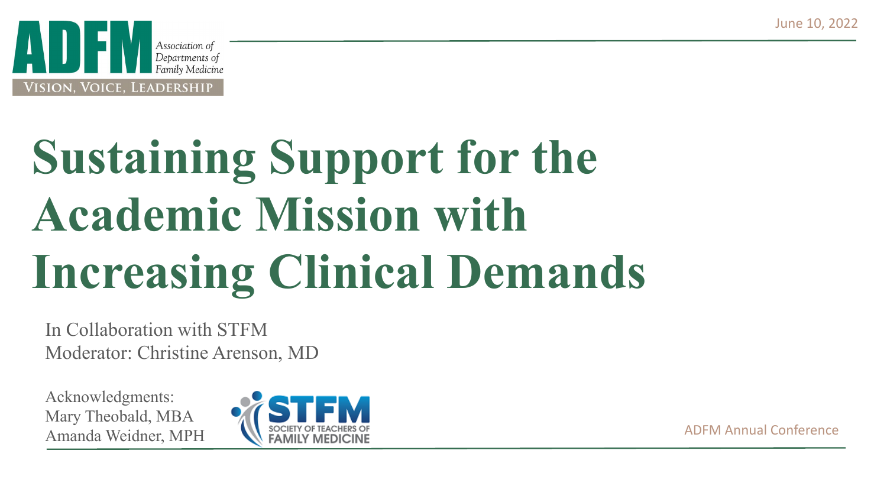June 10, 2022

ADFM Association of Departments of Family Medicine

VISION, VOICE, LEADERSHIP

# Sustaining Support for the Academic Mission with Increasing Clinical Demands

In Collaboration with STFM
Moderator: Christine Arenson, MD

Acknowledgments:
Mary Theobald, MBA
Amanda Weidner, MPH

STFM SOCIETY OF TEACHERS OF FAMILY MEDICINE

ADFM Annual Conference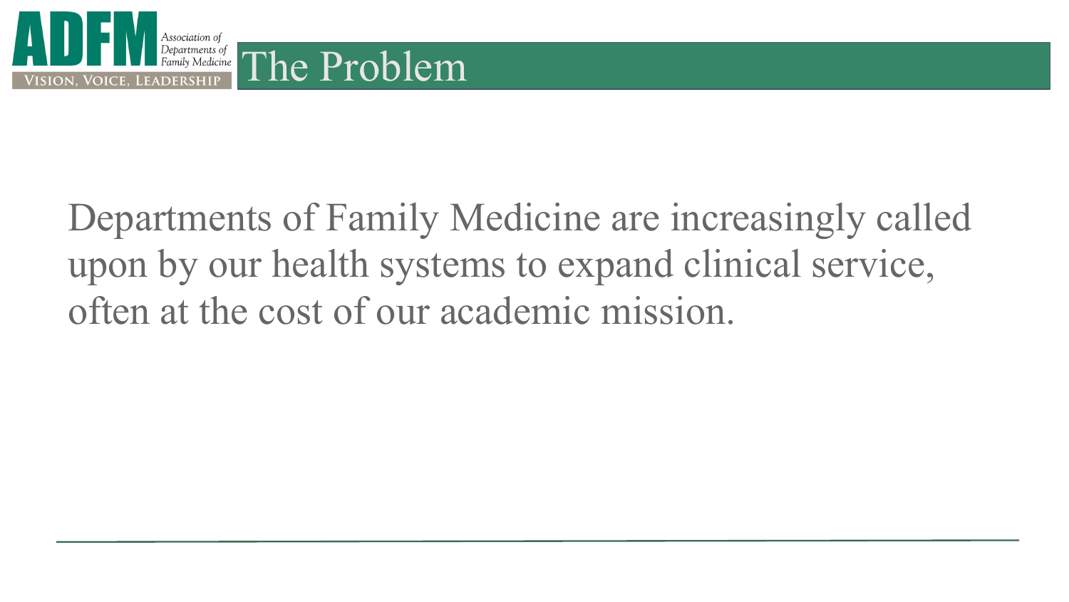# The Problem

Departments of Family Medicine are increasingly called upon by our health systems to expand clinical service, often at the cost of our academic mission.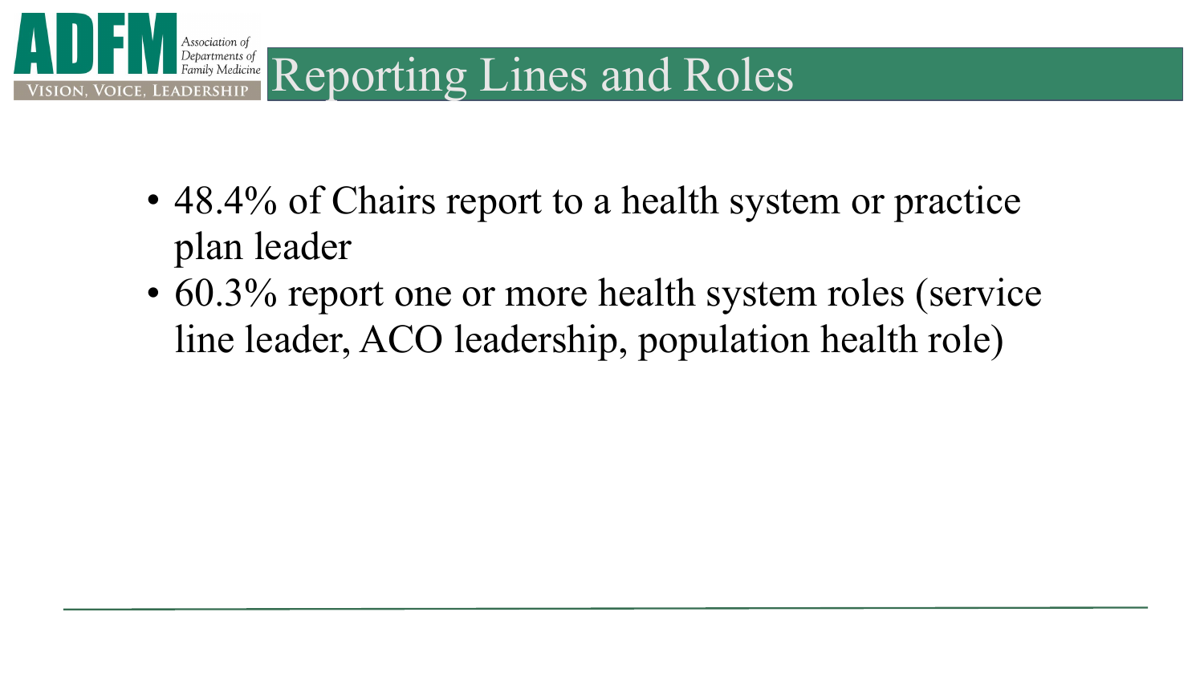# Reporting Lines and Roles

- 48.4% of Chairs report to a health system or practice plan leader
- 60.3% report one or more health system roles (service line leader, ACO leadership, population health role)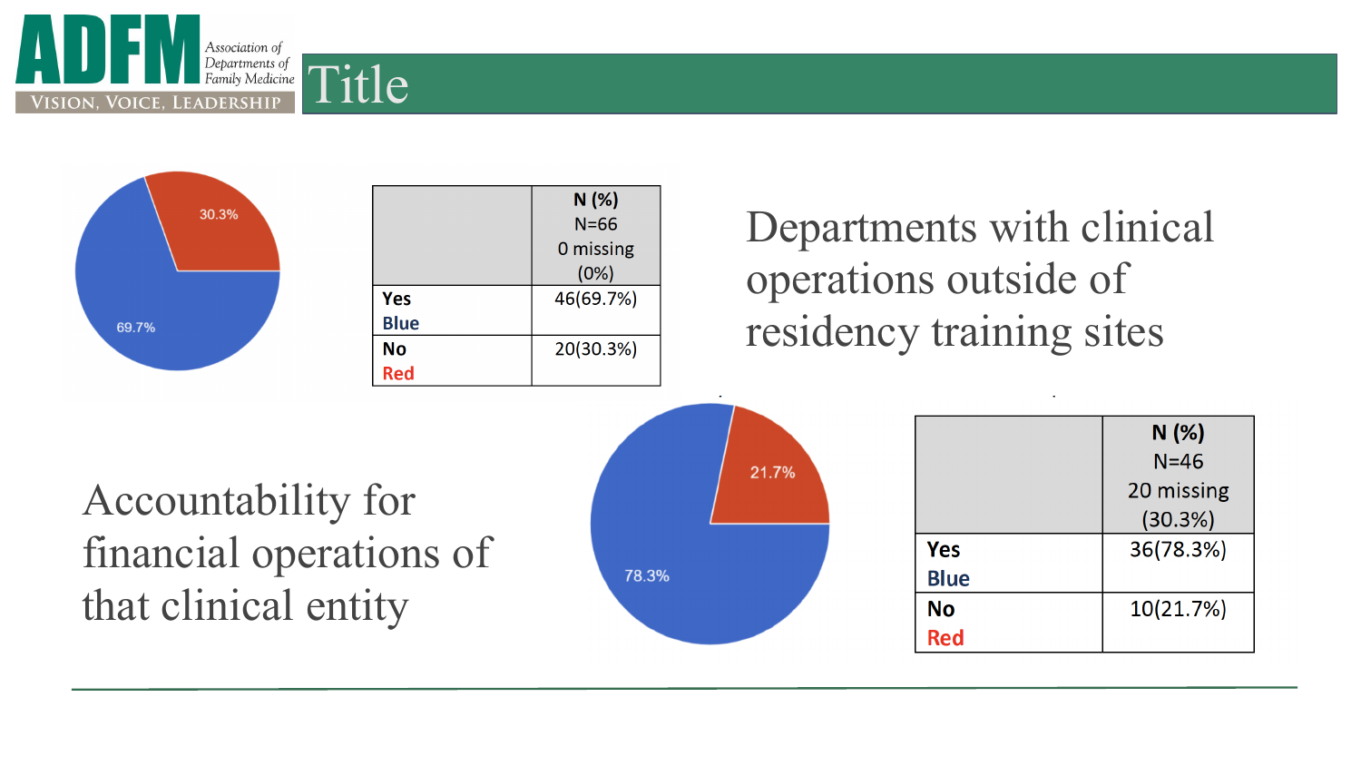# Title

| | N (%) N=66 0 missing (0%) |
|---|---|
| Yes Blue | 46(69.7%) |
| No Red | 20(30.3%) |

Departments with clinical operations outside of residency training sites

Accountability for financial operations of that clinical entity

| | N (%) N=46 20 missing (30.3%) |
|---|---|
| Yes Blue | 36(78.3%) |
| No Red | 10(21.7%) |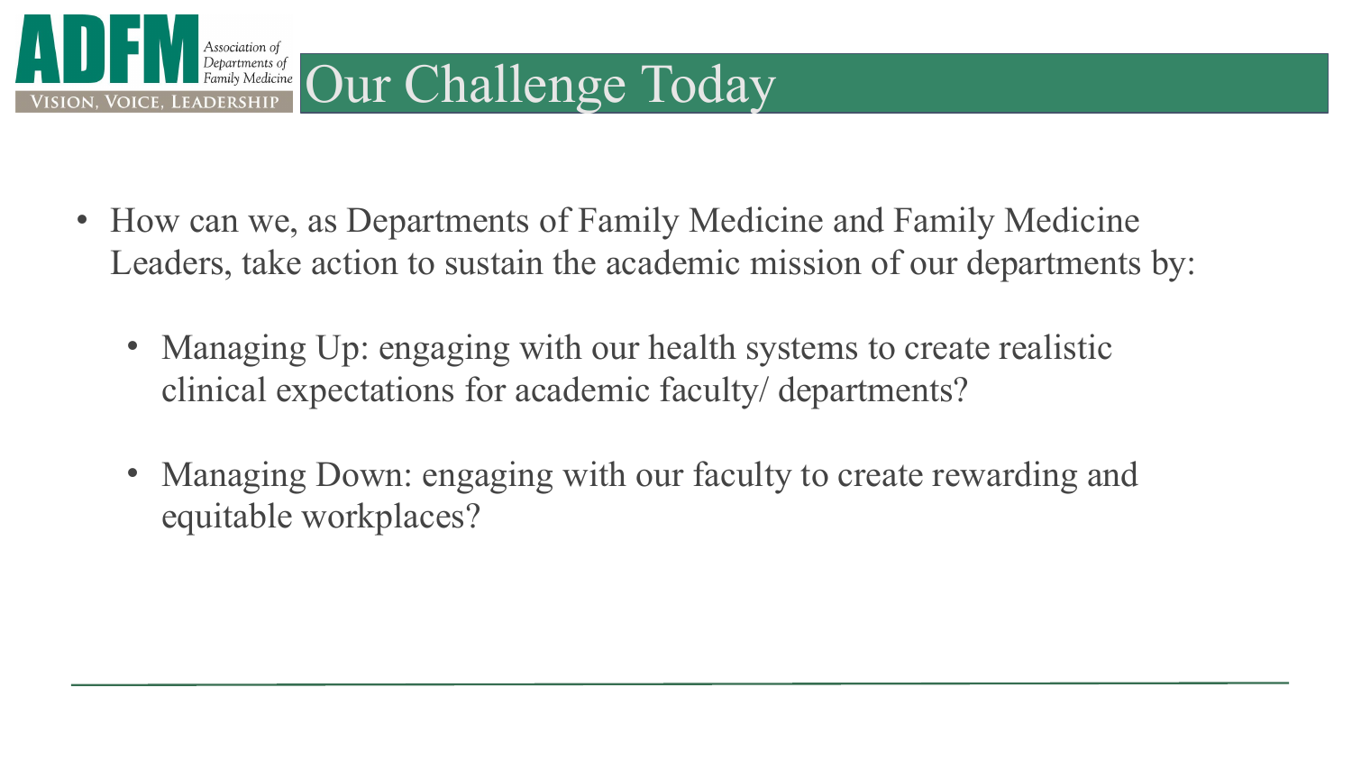# Our Challenge Today

- How can we, as Departments of Family Medicine and Family Medicine Leaders, take action to sustain the academic mission of our departments by:
  - Managing Up: engaging with our health systems to create realistic clinical expectations for academic faculty/ departments?
  - Managing Down: engaging with our faculty to create rewarding and equitable workplaces?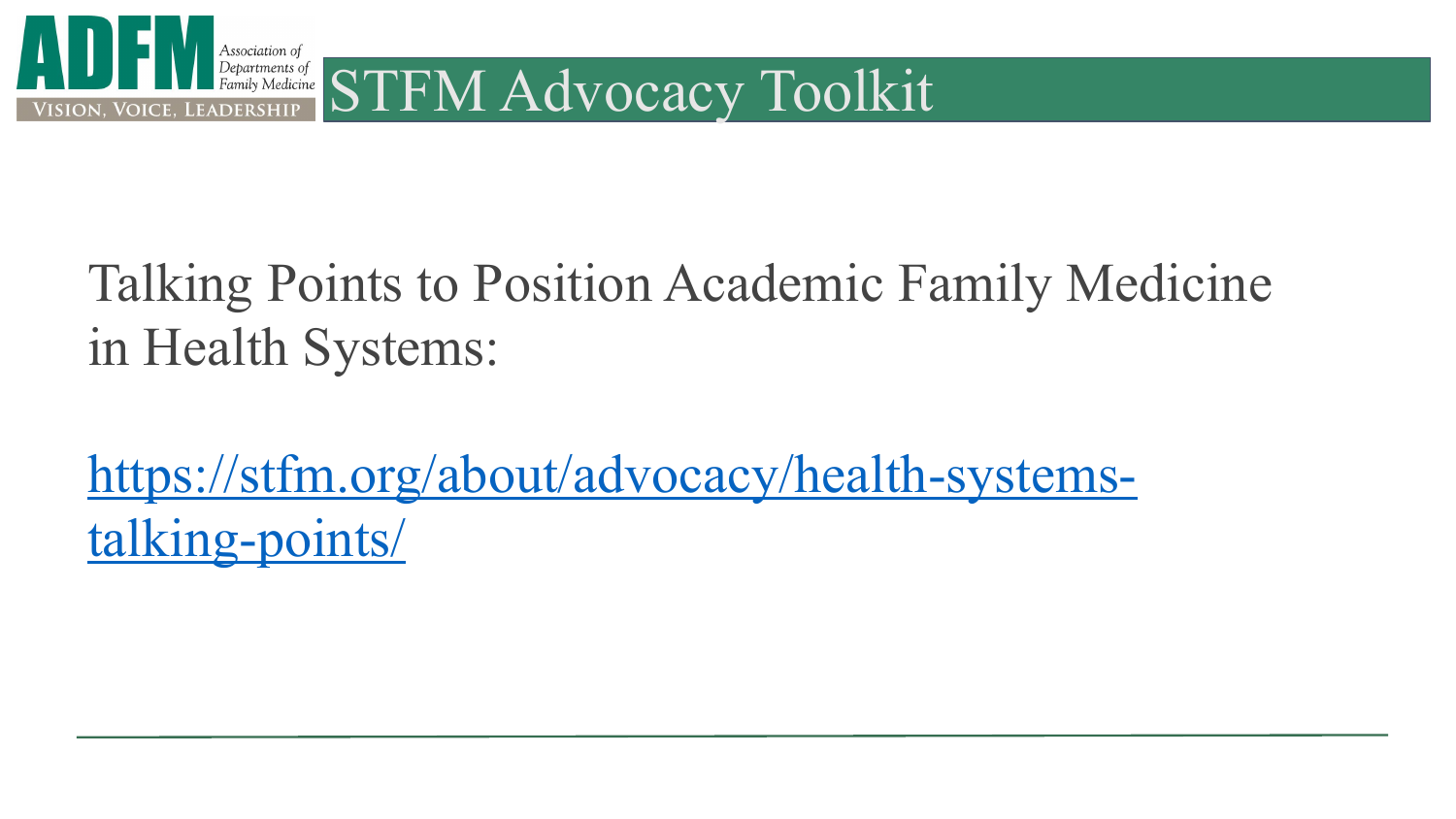# STFM Advocacy Toolkit

Talking Points to Position Academic Family Medicine in Health Systems:

[https://stfm.org/about/advocacy/health-systems-talking-points/](https://stfm.org/about/advocacy/health-systems-talking-points/)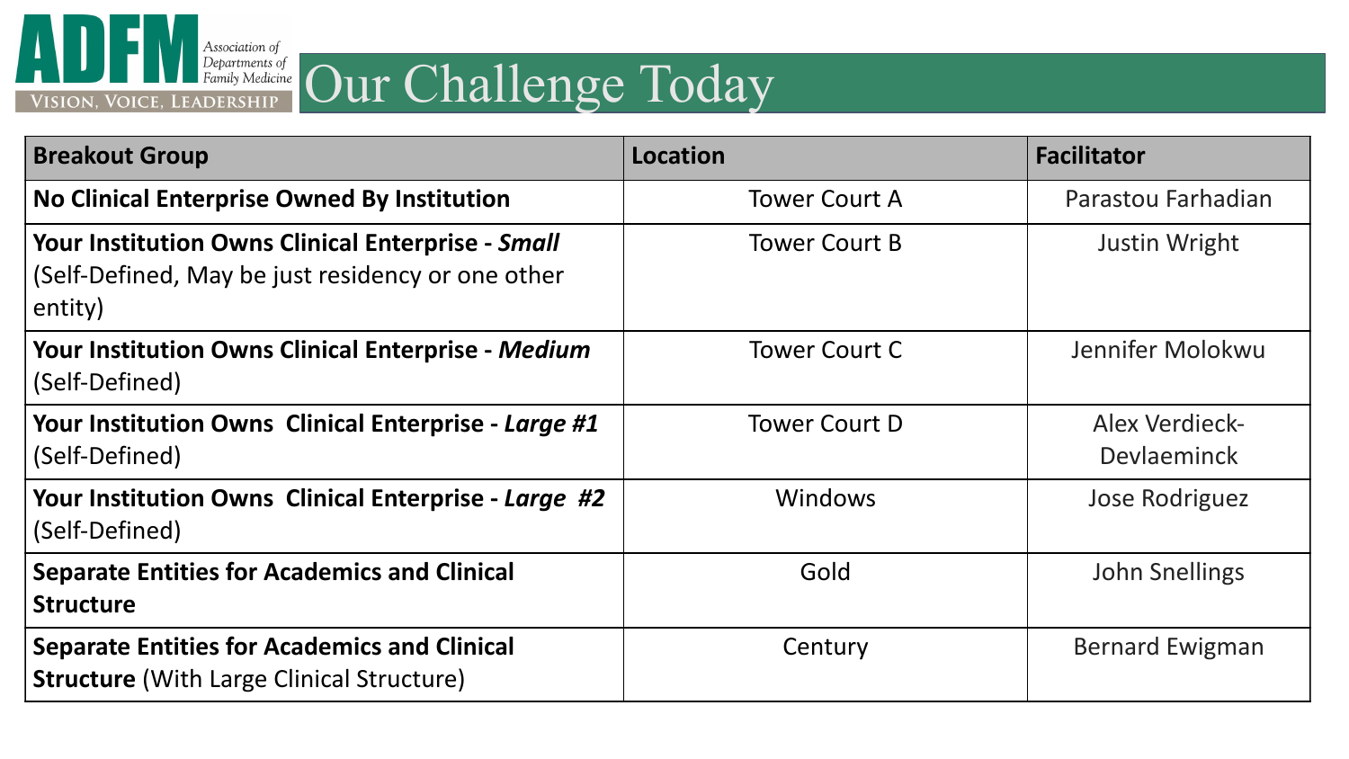ADFM Association of Departments of Family Medicine

VISION, VOICE, LEADERSHIP

# Our Challenge Today

| Breakout Group | Location | Facilitator |
|---|---|---|
| **No Clinical Enterprise Owned By Institution** | Tower Court A | Parastou Farhadian |
| **Your Institution Owns Clinical Enterprise - *Small*** (Self-Defined, May be just residency or one other entity) | Tower Court B | Justin Wright |
| **Your Institution Owns Clinical Enterprise - *Medium*** (Self-Defined) | Tower Court C | Jennifer Molokwu |
| **Your Institution Owns Clinical Enterprise - *Large #1*** (Self-Defined) | Tower Court D | Alex Verdieck-Devlaeminck |
| **Your Institution Owns Clinical Enterprise - *Large #2*** (Self-Defined) | Windows | Jose Rodriguez |
| **Separate Entities for Academics and Clinical Structure** | Gold | John Snellings |
| **Separate Entities for Academics and Clinical Structure** (With Large Clinical Structure) | Century | Bernard Ewigman |